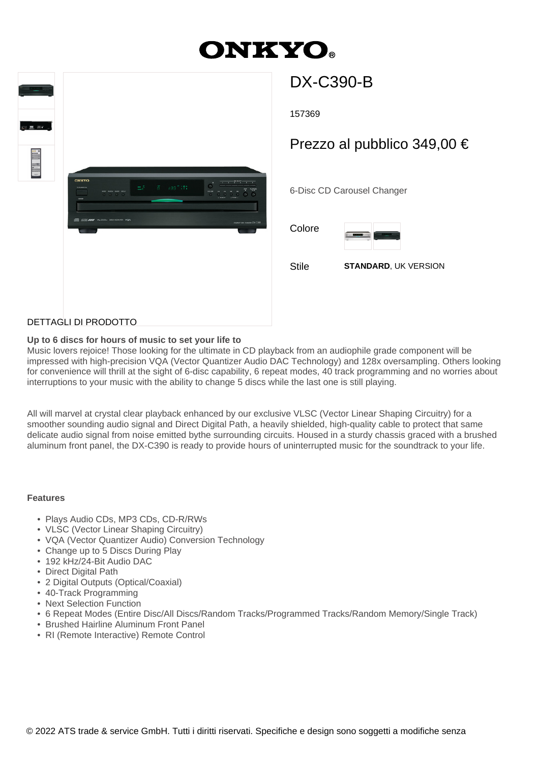ONKYO®

# DX-C390-B

157369

## Prezzo al pubblico 349,00 €

6-Disc CD Carousel Changer

Colore

Stile **STANDARD**, UK VERSION

DETTAGLI DI PRODOTTO

**Up to 6 discs for hours of music to set your life to**
Music lovers rejoice! Those looking for the ultimate in CD playback from an audiophile grade component will be impressed with high-precision VQA (Vector Quantizer Audio DAC Technology) and 128x oversampling. Others looking for convenience will thrill at the sight of 6-disc capability, 6 repeat modes, 40 track programming and no worries about interruptions to your music with the ability to change 5 discs while the last one is still playing.

All will marvel at crystal clear playback enhanced by our exclusive VLSC (Vector Linear Shaping Circuitry) for a smoother sounding audio signal and Direct Digital Path, a heavily shielded, high-quality cable to protect that same delicate audio signal from noise emitted bythe surrounding circuits. Housed in a sturdy chassis graced with a brushed aluminum front panel, the DX-C390 is ready to provide hours of uninterrupted music for the soundtrack to your life.

**Features**

- Plays Audio CDs, MP3 CDs, CD-R/RWs
- VLSC (Vector Linear Shaping Circuitry)
- VQA (Vector Quantizer Audio) Conversion Technology
- Change up to 5 Discs During Play
- 192 kHz/24-Bit Audio DAC
- Direct Digital Path
- 2 Digital Outputs (Optical/Coaxial)
- 40-Track Programming
- Next Selection Function
- 6 Repeat Modes (Entire Disc/All Discs/Random Tracks/Programmed Tracks/Random Memory/Single Track)
- Brushed Hairline Aluminum Front Panel
- RI (Remote Interactive) Remote Control

© 2022 ATS trade & service GmbH. Tutti i diritti riservati. Specifiche e design sono soggetti a modifiche senza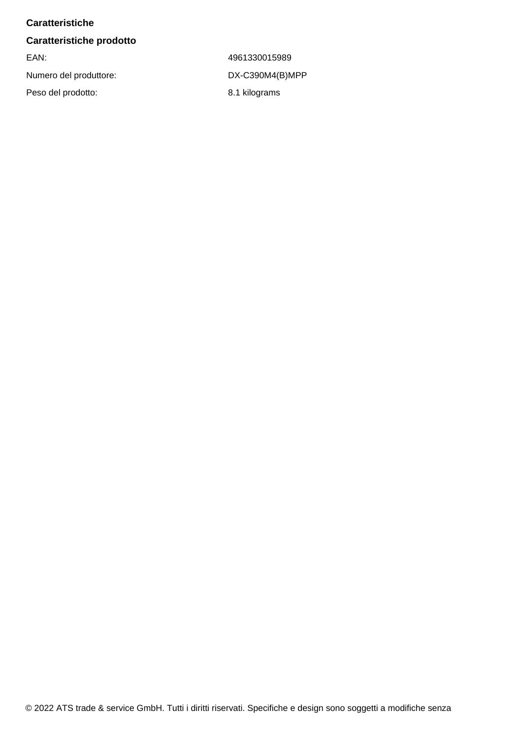**Caratteristiche**

**Caratteristiche prodotto**

| | |
|---|---|
| EAN: | 4961330015989 |
| Numero del produttore: | DX-C390M4(B)MPP |
| Peso del prodotto: | 8.1 kilograms |

© 2022 ATS trade & service GmbH. Tutti i diritti riservati. Specifiche e design sono soggetti a modifiche senza